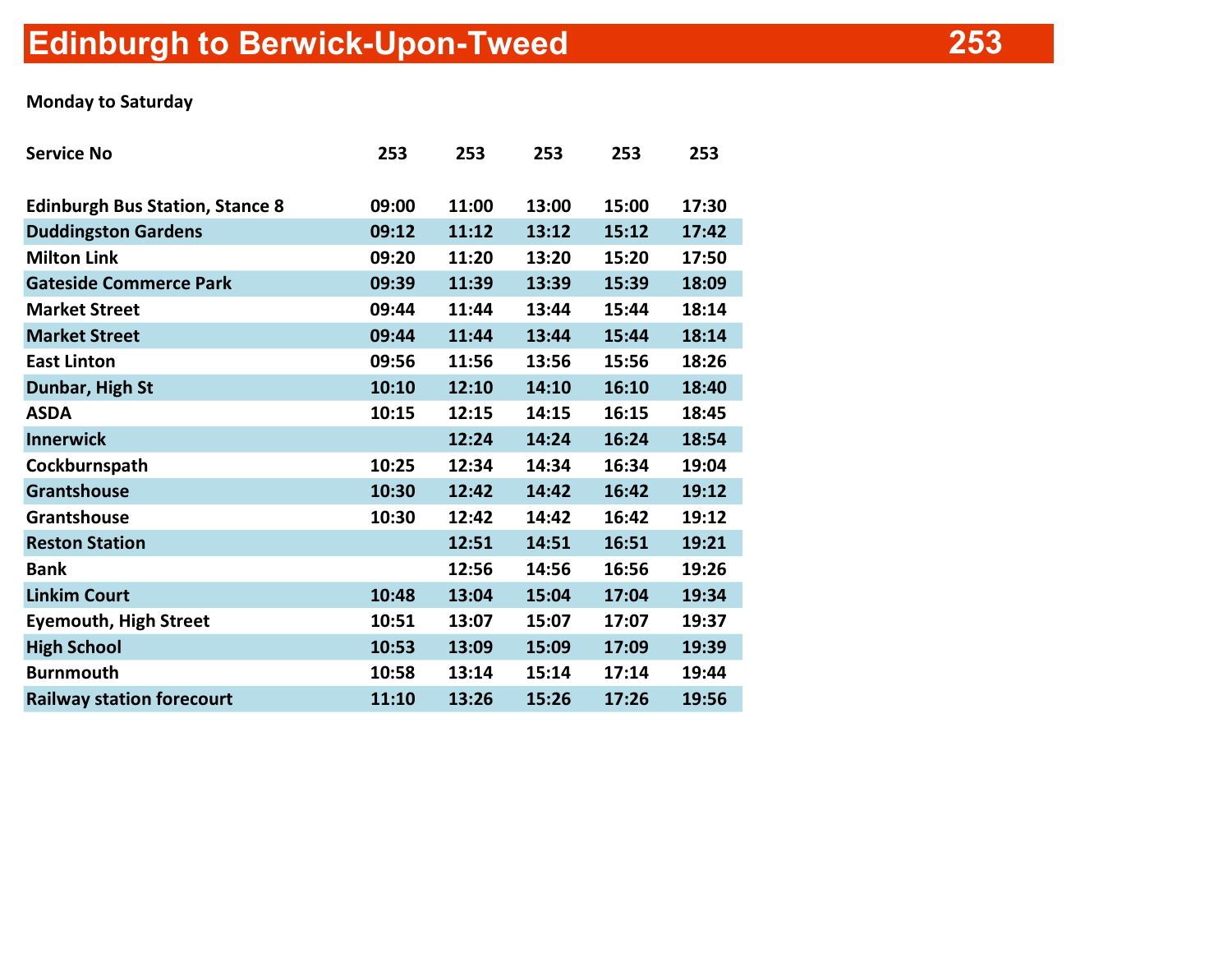# Edinburgh to Berwick-Upon-Tweed 253

**Monday to Saturday**

| Service No | 253 | 253 | 253 | 253 | 253 |
|---|---|---|---|---|---|
| Edinburgh Bus Station, Stance 8 | 09:00 | 11:00 | 13:00 | 15:00 | 17:30 |
| Duddingston Gardens | 09:12 | 11:12 | 13:12 | 15:12 | 17:42 |
| Milton Link | 09:20 | 11:20 | 13:20 | 15:20 | 17:50 |
| Gateside Commerce Park | 09:39 | 11:39 | 13:39 | 15:39 | 18:09 |
| Market Street | 09:44 | 11:44 | 13:44 | 15:44 | 18:14 |
| Market Street | 09:44 | 11:44 | 13:44 | 15:44 | 18:14 |
| East Linton | 09:56 | 11:56 | 13:56 | 15:56 | 18:26 |
| Dunbar, High St | 10:10 | 12:10 | 14:10 | 16:10 | 18:40 |
| ASDA | 10:15 | 12:15 | 14:15 | 16:15 | 18:45 |
| Innerwick | | 12:24 | 14:24 | 16:24 | 18:54 |
| Cockburnspath | 10:25 | 12:34 | 14:34 | 16:34 | 19:04 |
| Grantshouse | 10:30 | 12:42 | 14:42 | 16:42 | 19:12 |
| Grantshouse | 10:30 | 12:42 | 14:42 | 16:42 | 19:12 |
| Reston Station | | 12:51 | 14:51 | 16:51 | 19:21 |
| Bank | | 12:56 | 14:56 | 16:56 | 19:26 |
| Linkim Court | 10:48 | 13:04 | 15:04 | 17:04 | 19:34 |
| Eyemouth, High Street | 10:51 | 13:07 | 15:07 | 17:07 | 19:37 |
| High School | 10:53 | 13:09 | 15:09 | 17:09 | 19:39 |
| Burnmouth | 10:58 | 13:14 | 15:14 | 17:14 | 19:44 |
| Railway station forecourt | 11:10 | 13:26 | 15:26 | 17:26 | 19:56 |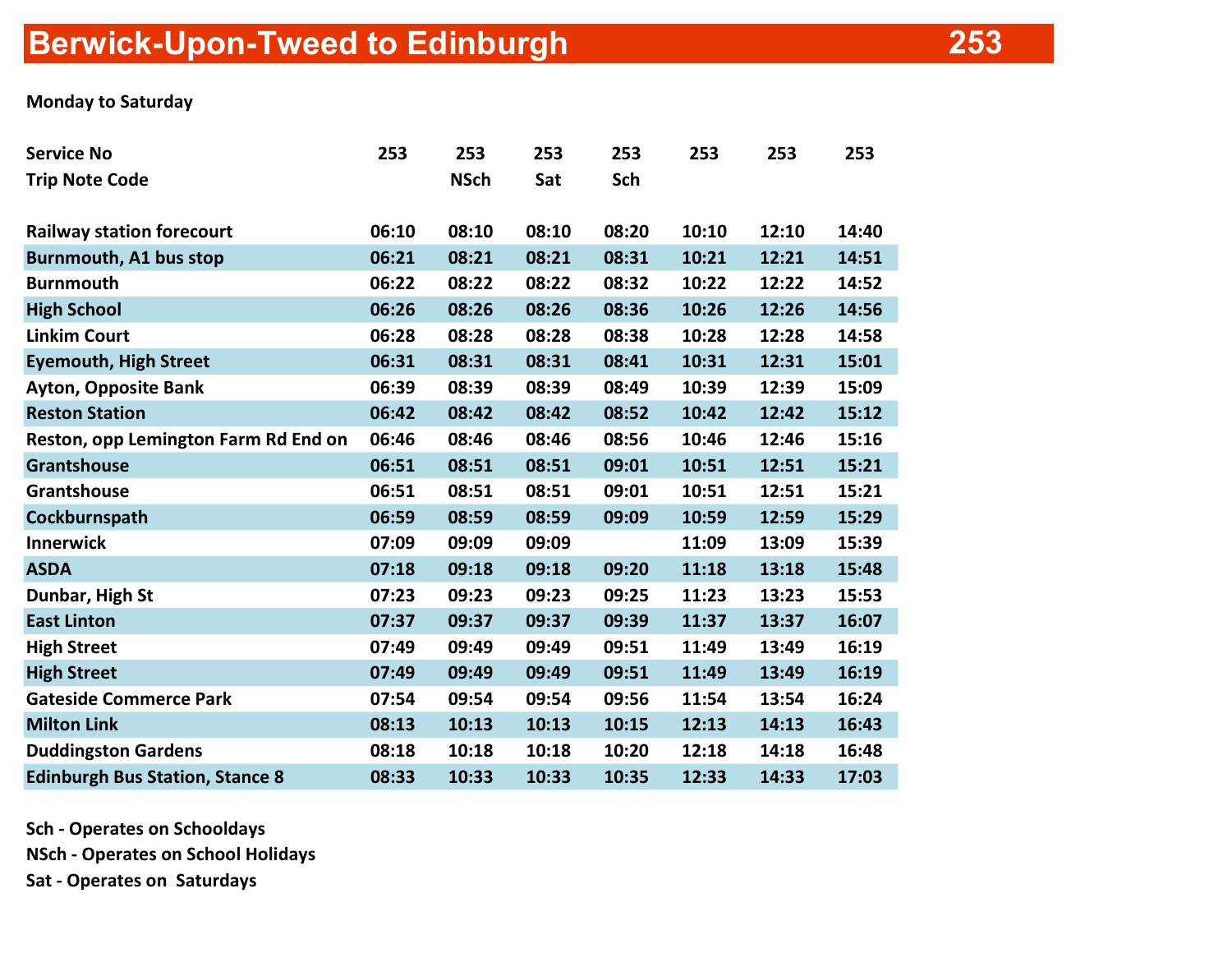# Berwick-Upon-Tweed to Edinburgh 253

**Monday to Saturday**

| Service No | 253 | 253 | 253 | 253 | 253 | 253 | 253 |
|---|---|---|---|---|---|---|---|
| Trip Note Code | | NSch | Sat | Sch | | | |
| Railway station forecourt | 06:10 | 08:10 | 08:10 | 08:20 | 10:10 | 12:10 | 14:40 |
| Burnmouth, A1 bus stop | 06:21 | 08:21 | 08:21 | 08:31 | 10:21 | 12:21 | 14:51 |
| Burnmouth | 06:22 | 08:22 | 08:22 | 08:32 | 10:22 | 12:22 | 14:52 |
| High School | 06:26 | 08:26 | 08:26 | 08:36 | 10:26 | 12:26 | 14:56 |
| Linkim Court | 06:28 | 08:28 | 08:28 | 08:38 | 10:28 | 12:28 | 14:58 |
| Eyemouth, High Street | 06:31 | 08:31 | 08:31 | 08:41 | 10:31 | 12:31 | 15:01 |
| Ayton, Opposite Bank | 06:39 | 08:39 | 08:39 | 08:49 | 10:39 | 12:39 | 15:09 |
| Reston Station | 06:42 | 08:42 | 08:42 | 08:52 | 10:42 | 12:42 | 15:12 |
| Reston, opp Lemington Farm Rd End on | 06:46 | 08:46 | 08:46 | 08:56 | 10:46 | 12:46 | 15:16 |
| Grantshouse | 06:51 | 08:51 | 08:51 | 09:01 | 10:51 | 12:51 | 15:21 |
| Grantshouse | 06:51 | 08:51 | 08:51 | 09:01 | 10:51 | 12:51 | 15:21 |
| Cockburnspath | 06:59 | 08:59 | 08:59 | 09:09 | 10:59 | 12:59 | 15:29 |
| Innerwick | 07:09 | 09:09 | 09:09 | | 11:09 | 13:09 | 15:39 |
| ASDA | 07:18 | 09:18 | 09:18 | 09:20 | 11:18 | 13:18 | 15:48 |
| Dunbar, High St | 07:23 | 09:23 | 09:23 | 09:25 | 11:23 | 13:23 | 15:53 |
| East Linton | 07:37 | 09:37 | 09:37 | 09:39 | 11:37 | 13:37 | 16:07 |
| High Street | 07:49 | 09:49 | 09:49 | 09:51 | 11:49 | 13:49 | 16:19 |
| High Street | 07:49 | 09:49 | 09:49 | 09:51 | 11:49 | 13:49 | 16:19 |
| Gateside Commerce Park | 07:54 | 09:54 | 09:54 | 09:56 | 11:54 | 13:54 | 16:24 |
| Milton Link | 08:13 | 10:13 | 10:13 | 10:15 | 12:13 | 14:13 | 16:43 |
| Duddingston Gardens | 08:18 | 10:18 | 10:18 | 10:20 | 12:18 | 14:18 | 16:48 |
| Edinburgh Bus Station, Stance 8 | 08:33 | 10:33 | 10:33 | 10:35 | 12:33 | 14:33 | 17:03 |

Sch - Operates on Schooldays

NSch - Operates on School Holidays

Sat - Operates on Saturdays